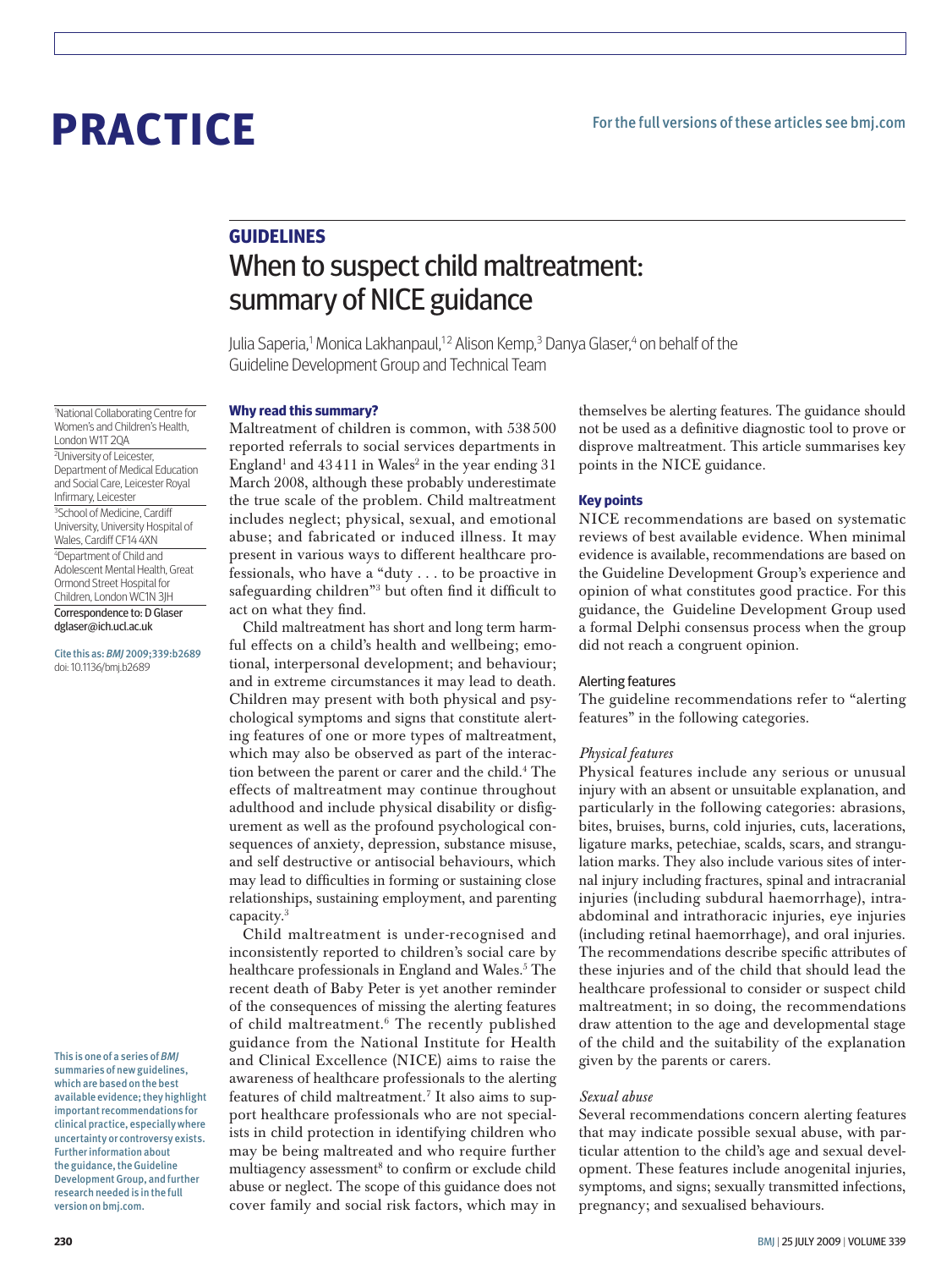# PRACTICE

For the full versions of these articles see bmj.com

## GUIDELINES

# When to suspect child maltreatment: summary of NICE guidance

Julia Saperia,[1] Monica Lakhanpaul,[1,2] Alison Kemp,[3] Danya Glaser,[4] on behalf of the Guideline Development Group and Technical Team

[1]National Collaborating Centre for Women's and Children's Health, London W1T 2QA

[2]University of Leicester, Department of Medical Education and Social Care, Leicester Royal Infirmary, Leicester

[3]School of Medicine, Cardiff University, University Hospital of Wales, Cardiff CF14 4XN

[4]Department of Child and Adolescent Mental Health, Great Ormond Street Hospital for Children, London WC1N 3JH

Correspondence to: D Glaser dglaser@ich.ucl.ac.uk

Cite this as: *BMJ* 2009;339:b2689
doi: 10.1136/bmj.b2689

This is one of a series of *BMJ* summaries of new guidelines, which are based on the best available evidence; they highlight important recommendations for clinical practice, especially where uncertainty or controversy exists. Further information about the guidance, the Guideline Development Group, and further research needed is in the full version on bmj.com.

### Why read this summary?

Maltreatment of children is common, with 538 500 reported referrals to social services departments in England[1] and 43 411 in Wales[2] in the year ending 31 March 2008, although these probably underestimate the true scale of the problem. Child maltreatment includes neglect; physical, sexual, and emotional abuse; and fabricated or induced illness. It may present in various ways to different healthcare professionals, who have a "duty . . . to be proactive in safeguarding children"[3] but often find it difficult to act on what they find.

Child maltreatment has short and long term harmful effects on a child's health and wellbeing; emotional, interpersonal development; and behaviour; and in extreme circumstances it may lead to death. Children may present with both physical and psychological symptoms and signs that constitute alerting features of one or more types of maltreatment, which may also be observed as part of the interaction between the parent or carer and the child.[4] The effects of maltreatment may continue throughout adulthood and include physical disability or disfigurement as well as the profound psychological consequences of anxiety, depression, substance misuse, and self destructive or antisocial behaviours, which may lead to difficulties in forming or sustaining close relationships, sustaining employment, and parenting capacity.[3]

Child maltreatment is under-recognised and inconsistently reported to children's social care by healthcare professionals in England and Wales.[5] The recent death of Baby Peter is yet another reminder of the consequences of missing the alerting features of child maltreatment.[6] The recently published guidance from the National Institute for Health and Clinical Excellence (NICE) aims to raise the awareness of healthcare professionals to the alerting features of child maltreatment.[7] It also aims to support healthcare professionals who are not specialists in child protection in identifying children who may be being maltreated and who require further multiagency assessment[8] to confirm or exclude child abuse or neglect. The scope of this guidance does not cover family and social risk factors, which may in themselves be alerting features. The guidance should not be used as a definitive diagnostic tool to prove or disprove maltreatment. This article summarises key points in the NICE guidance.

### Key points

NICE recommendations are based on systematic reviews of best available evidence. When minimal evidence is available, recommendations are based on the Guideline Development Group's experience and opinion of what constitutes good practice. For this guidance, the Guideline Development Group used a formal Delphi consensus process when the group did not reach a congruent opinion.

#### Alerting features

The guideline recommendations refer to "alerting features" in the following categories.

*Physical features*

Physical features include any serious or unusual injury with an absent or unsuitable explanation, and particularly in the following categories: abrasions, bites, bruises, burns, cold injuries, cuts, lacerations, ligature marks, petechiae, scalds, scars, and strangulation marks. They also include various sites of internal injury including fractures, spinal and intracranial injuries (including subdural haemorrhage), intra-abdominal and intrathoracic injuries, eye injuries (including retinal haemorrhage), and oral injuries. The recommendations describe specific attributes of these injuries and of the child that should lead the healthcare professional to consider or suspect child maltreatment; in so doing, the recommendations draw attention to the age and developmental stage of the child and the suitability of the explanation given by the parents or carers.

*Sexual abuse*

Several recommendations concern alerting features that may indicate possible sexual abuse, with particular attention to the child's age and sexual development. These features include anogenital injuries, symptoms, and signs; sexually transmitted infections, pregnancy; and sexualised behaviours.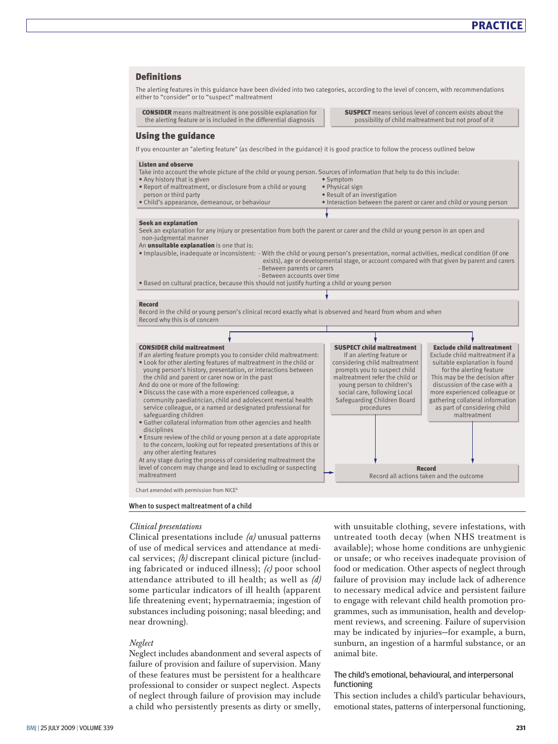## Definitions

The alerting features in this guidance have been divided into two categories, according to the level of concern, with recommendations either to "consider" or to "suspect" maltreatment

**CONSIDER** means maltreatment is one possible explanation for the alerting feature or is included in the differential diagnosis

**SUSPECT** means serious level of concern exists about the possibility of child maltreatment but not proof of it

## Using the guidance

If you encounter an "alerting feature" (as described in the guidance) it is good practice to follow the process outlined below

**Listen and observe**

Take into account the whole picture of the child or young person. Sources of information that help to do this include:

- Any history that is given
- Report of maltreatment, or disclosure from a child or young person or third party
- Child's appearance, demeanour, or behaviour
- Symptom
- Physical sign
- Result of an investigation
- Interaction between the parent or carer and child or young person

**Seek an explanation**

Seek an explanation for any injury or presentation from both the parent or carer and the child or young person in an open and non-judgmental manner

An **unsuitable explanation** is one that is:

- Implausible, inadequate or inconsistent:
  - With the child or young person's presentation, normal activities, medical condition (if one exists), age or developmental stage, or account compared with that given by parent and carers
  - Between parents or carers
  - Between accounts over time
- Based on cultural practice, because this should not justify hurting a child or young person

**Record**

Record in the child or young person's clinical record exactly what is observed and heard from whom and when

Record why this is of concern

**CONSIDER child maltreatment**

If an alerting feature prompts you to consider child maltreatment:

- Look for other alerting features of maltreatment in the child or young person's history, presentation, or interactions between the child and parent or carer now or in the past

And do one or more of the following:

- Discuss the case with a more experienced colleague, a community paediatrician, child and adolescent mental health service colleague, or a named or designated professional for safeguarding children
- Gather collateral information from other agencies and health disciplines
- Ensure review of the child or young person at a date appropriate to the concern, looking out for repeated presentations of this or any other alerting features

At any stage during the process of considering maltreatment the level of concern may change and lead to excluding or suspecting maltreatment

**SUSPECT child maltreatment**

If an alerting feature or considering child maltreatment prompts you to suspect child maltreatment refer the child or young person to children's social care, following Local Safeguarding Children Board procedures

**Exclude child maltreatment**

Exclude child maltreatment if a suitable explanation is found for the alerting feature

This may be the decision after discussion of the case with a more experienced colleague or gathering collateral information as part of considering child maltreatment

**Record**

Record all actions taken and the outcome

Chart amended with permission from NICE[6]

When to suspect maltreatment of a child

### *Clinical presentations*

Clinical presentations include *(a)* unusual patterns of use of medical services and attendance at medical services; *(b)* discrepant clinical picture (including fabricated or induced illness); *(c)* poor school attendance attributed to ill health; as well as *(d)* some particular indicators of ill health (apparent life threatening event; hypernatraemia; ingestion of substances including poisoning; nasal bleeding; and near drowning).

### *Neglect*

Neglect includes abandonment and several aspects of failure of provision and failure of supervision. Many of these features must be persistent for a healthcare professional to consider or suspect neglect. Aspects of neglect through failure of provision may include a child who persistently presents as dirty or smelly, with unsuitable clothing, severe infestations, with untreated tooth decay (when NHS treatment is available); whose home conditions are unhygienic or unsafe; or who receives inadequate provision of food or medication. Other aspects of neglect through failure of provision may include lack of adherence to necessary medical advice and persistent failure to engage with relevant child health promotion programmes, such as immunisation, health and development reviews, and screening. Failure of supervision may be indicated by injuries—for example, a burn, sunburn, an ingestion of a harmful substance, or an animal bite.

### The child's emotional, behavioural, and interpersonal functioning

This section includes a child's particular behaviours, emotional states, patterns of interpersonal functioning,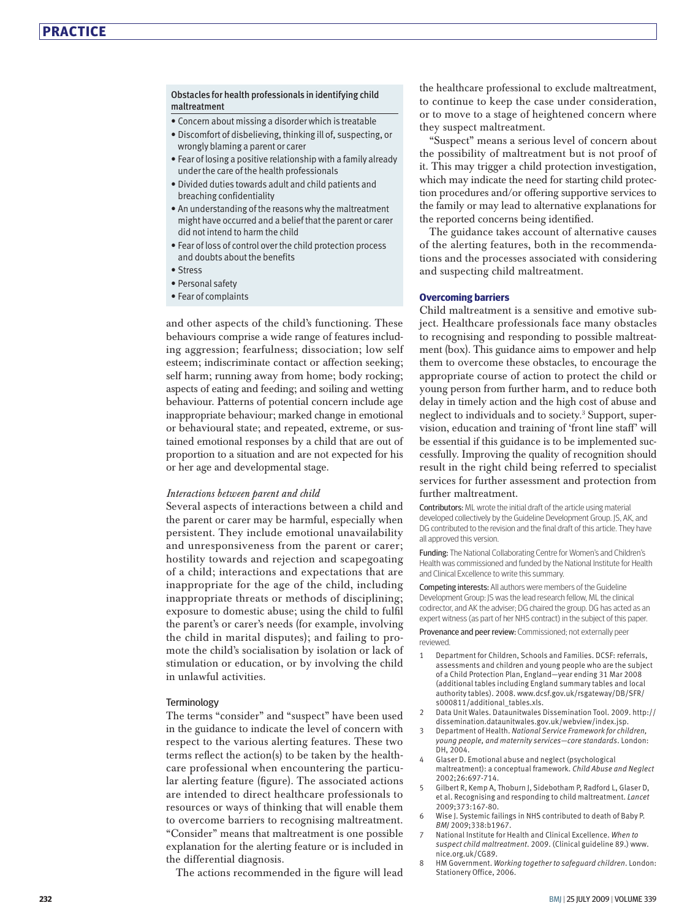### Obstacles for health professionals in identifying child maltreatment

- Concern about missing a disorder which is treatable
- Discomfort of disbelieving, thinking ill of, suspecting, or wrongly blaming a parent or carer
- Fear of losing a positive relationship with a family already under the care of the health professionals
- Divided duties towards adult and child patients and breaching confidentiality
- An understanding of the reasons why the maltreatment might have occurred and a belief that the parent or carer did not intend to harm the child
- Fear of loss of control over the child protection process and doubts about the benefits
- Stress
- Personal safety
- Fear of complaints

and other aspects of the child's functioning. These behaviours comprise a wide range of features including aggression; fearfulness; dissociation; low self esteem; indiscriminate contact or affection seeking; self harm; running away from home; body rocking; aspects of eating and feeding; and soiling and wetting behaviour. Patterns of potential concern include age inappropriate behaviour; marked change in emotional or behavioural state; and repeated, extreme, or sustained emotional responses by a child that are out of proportion to a situation and are not expected for his or her age and developmental stage.

*Interactions between parent and child*

Several aspects of interactions between a child and the parent or carer may be harmful, especially when persistent. They include emotional unavailability and unresponsiveness from the parent or carer; hostility towards and rejection and scapegoating of a child; interactions and expectations that are inappropriate for the age of the child, including inappropriate threats or methods of disciplining; exposure to domestic abuse; using the child to fulfil the parent's or carer's needs (for example, involving the child in marital disputes); and failing to promote the child's socialisation by isolation or lack of stimulation or education, or by involving the child in unlawful activities.

### Terminology

The terms "consider" and "suspect" have been used in the guidance to indicate the level of concern with respect to the various alerting features. These two terms reflect the action(s) to be taken by the healthcare professional when encountering the particular alerting feature (figure). The associated actions are intended to direct healthcare professionals to resources or ways of thinking that will enable them to overcome barriers to recognising maltreatment. "Consider" means that maltreatment is one possible explanation for the alerting feature or is included in the differential diagnosis.

The actions recommended in the figure will lead the healthcare professional to exclude maltreatment, to continue to keep the case under consideration, or to move to a stage of heightened concern where they suspect maltreatment.

"Suspect" means a serious level of concern about the possibility of maltreatment but is not proof of it. This may trigger a child protection investigation, which may indicate the need for starting child protection procedures and/or offering supportive services to the family or may lead to alternative explanations for the reported concerns being identified.

The guidance takes account of alternative causes of the alerting features, both in the recommendations and the processes associated with considering and suspecting child maltreatment.

### Overcoming barriers

Child maltreatment is a sensitive and emotive subject. Healthcare professionals face many obstacles to recognising and responding to possible maltreatment (box). This guidance aims to empower and help them to overcome these obstacles, to encourage the appropriate course of action to protect the child or young person from further harm, and to reduce both delay in timely action and the high cost of abuse and neglect to individuals and to society.[3] Support, supervision, education and training of 'front line staff' will be essential if this guidance is to be implemented successfully. Improving the quality of recognition should result in the right child being referred to specialist services for further assessment and protection from further maltreatment.

**Contributors:** ML wrote the initial draft of the article using material developed collectively by the Guideline Development Group. JS, AK, and DG contributed to the revision and the final draft of this article. They have all approved this version.

**Funding:** The National Collaborating Centre for Women's and Children's Health was commissioned and funded by the National Institute for Health and Clinical Excellence to write this summary.

**Competing interests:** All authors were members of the Guideline Development Group: JS was the lead research fellow, ML the clinical codirector, and AK the adviser; DG chaired the group. DG has acted as an expert witness (as part of her NHS contract) in the subject of this paper.

**Provenance and peer review:** Commissioned; not externally peer reviewed.

1. Department for Children, Schools and Families. DCSF: referrals, assessments and children and young people who are the subject of a Child Protection Plan, England—year ending 31 Mar 2008 (additional tables including England summary tables and local authority tables). 2008. www.dcsf.gov.uk/rsgateway/DB/SFR/s000811/additional_tables.xls.
2. Data Unit Wales. Dataunitwales Dissemination Tool. 2009. http://dissemination.dataunitwales.gov.uk/webview/index.jsp.
3. Department of Health. *National Service Framework for children, young people, and maternity services—core standards*. London: DH, 2004.
4. Glaser D. Emotional abuse and neglect (psychological maltreatment): a conceptual framework. *Child Abuse and Neglect* 2002;26:697-714.
5. Gilbert R, Kemp A, Thoburn J, Sidebotham P, Radford L, Glaser D, et al. Recognising and responding to child maltreatment. *Lancet* 2009;373:167-80.
6. Wise J. Systemic failings in NHS contributed to death of Baby P. *BMJ* 2009;338:b1967.
7. National Institute for Health and Clinical Excellence. *When to suspect child maltreatment*. 2009. (Clinical guideline 89.) www.nice.org.uk/CG89.
8. HM Government. *Working together to safeguard children*. London: Stationery Office, 2006.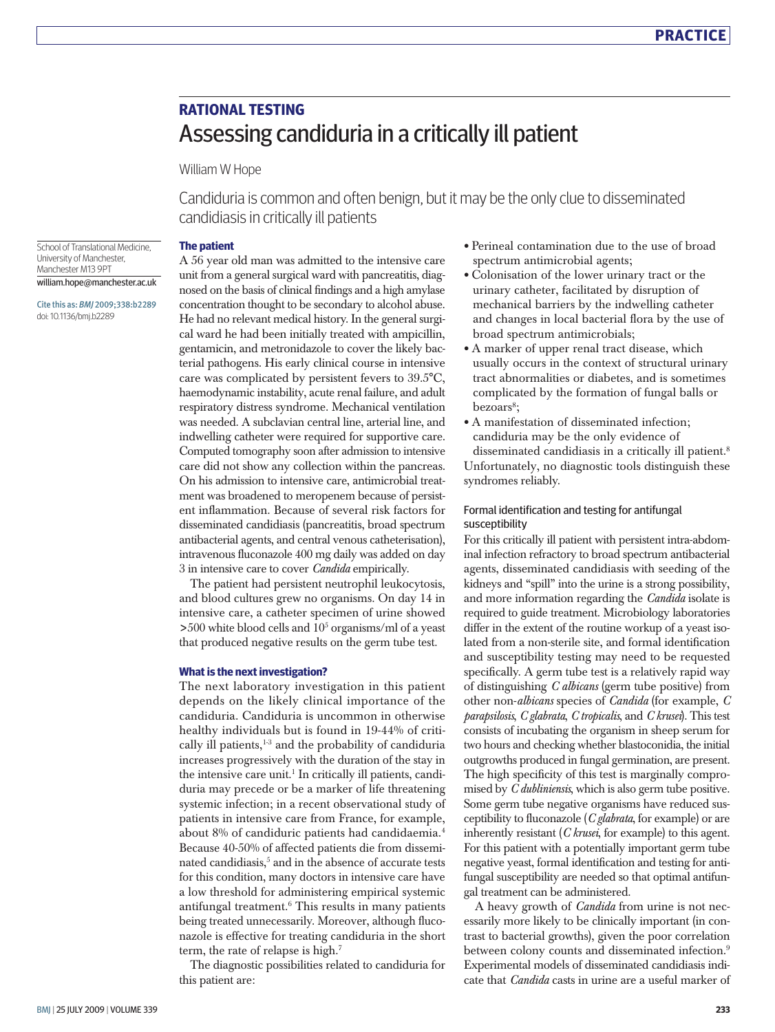# RATIONAL TESTING

# Assessing candiduria in a critically ill patient

William W Hope

Candiduria is common and often benign, but it may be the only clue to disseminated candidiasis in critically ill patients

School of Translational Medicine, University of Manchester, Manchester M13 9PT

william.hope@manchester.ac.uk

Cite this as: *BMJ* 2009;338:b2289
doi: 10.1136/bmj.b2289

### The patient

A 56 year old man was admitted to the intensive care unit from a general surgical ward with pancreatitis, diagnosed on the basis of clinical findings and a high amylase concentration thought to be secondary to alcohol abuse. He had no relevant medical history. In the general surgical ward he had been initially treated with ampicillin, gentamicin, and metronidazole to cover the likely bacterial pathogens. His early clinical course in intensive care was complicated by persistent fevers to 39.5°C, haemodynamic instability, acute renal failure, and adult respiratory distress syndrome. Mechanical ventilation was needed. A subclavian central line, arterial line, and indwelling catheter were required for supportive care. Computed tomography soon after admission to intensive care did not show any collection within the pancreas. On his admission to intensive care, antimicrobial treatment was broadened to meropenem because of persistent inflammation. Because of several risk factors for disseminated candidiasis (pancreatitis, broad spectrum antibacterial agents, and central venous catheterisation), intravenous fluconazole 400 mg daily was added on day 3 in intensive care to cover *Candida* empirically.

The patient had persistent neutrophil leukocytosis, and blood cultures grew no organisms. On day 14 in intensive care, a catheter specimen of urine showed >500 white blood cells and $10^5$ organisms/ml of a yeast that produced negative results on the germ tube test.

### What is the next investigation?

The next laboratory investigation in this patient depends on the likely clinical importance of the candiduria. Candiduria is uncommon in otherwise healthy individuals but is found in 19-44% of critically ill patients,[1-3] and the probability of candiduria increases progressively with the duration of the stay in the intensive care unit.[1] In critically ill patients, candiduria may precede or be a marker of life threatening systemic infection; in a recent observational study of patients in intensive care from France, for example, about 8% of candiduric patients had candidaemia.[4] Because 40-50% of affected patients die from disseminated candidiasis,[5] and in the absence of accurate tests for this condition, many doctors in intensive care have a low threshold for administering empirical systemic antifungal treatment.[6] This results in many patients being treated unnecessarily. Moreover, although fluconazole is effective for treating candiduria in the short term, the rate of relapse is high.[7]

The diagnostic possibilities related to candiduria for this patient are:

- Perineal contamination due to the use of broad spectrum antimicrobial agents;
- Colonisation of the lower urinary tract or the urinary catheter, facilitated by disruption of mechanical barriers by the indwelling catheter and changes in local bacterial flora by the use of broad spectrum antimicrobials;
- A marker of upper renal tract disease, which usually occurs in the context of structural urinary tract abnormalities or diabetes, and is sometimes complicated by the formation of fungal balls or bezoars[8];
- A manifestation of disseminated infection; candiduria may be the only evidence of disseminated candidiasis in a critically ill patient.[8]

Unfortunately, no diagnostic tools distinguish these syndromes reliably.

#### Formal identification and testing for antifungal susceptibility

For this critically ill patient with persistent intra-abdominal infection refractory to broad spectrum antibacterial agents, disseminated candidiasis with seeding of the kidneys and "spill" into the urine is a strong possibility, and more information regarding the *Candida* isolate is required to guide treatment. Microbiology laboratories differ in the extent of the routine workup of a yeast isolated from a non-sterile site, and formal identification and susceptibility testing may need to be requested specifically. A germ tube test is a relatively rapid way of distinguishing *C albicans* (germ tube positive) from other non-*albicans* species of *Candida* (for example, *C parapsilosis*, *C glabrata*, *C tropicalis*, and *C krusei*). This test consists of incubating the organism in sheep serum for two hours and checking whether blastoconidia, the initial outgrowths produced in fungal germination, are present. The high specificity of this test is marginally compromised by *C dubliniensis*, which is also germ tube positive. Some germ tube negative organisms have reduced susceptibility to fluconazole (*C glabrata*, for example) or are inherently resistant (*C krusei*, for example) to this agent. For this patient with a potentially important germ tube negative yeast, formal identification and testing for antifungal susceptibility are needed so that optimal antifungal treatment can be administered.

A heavy growth of *Candida* from urine is not necessarily more likely to be clinically important (in contrast to bacterial growths), given the poor correlation between colony counts and disseminated infection.[9] Experimental models of disseminated candidiasis indicate that *Candida* casts in urine are a useful marker of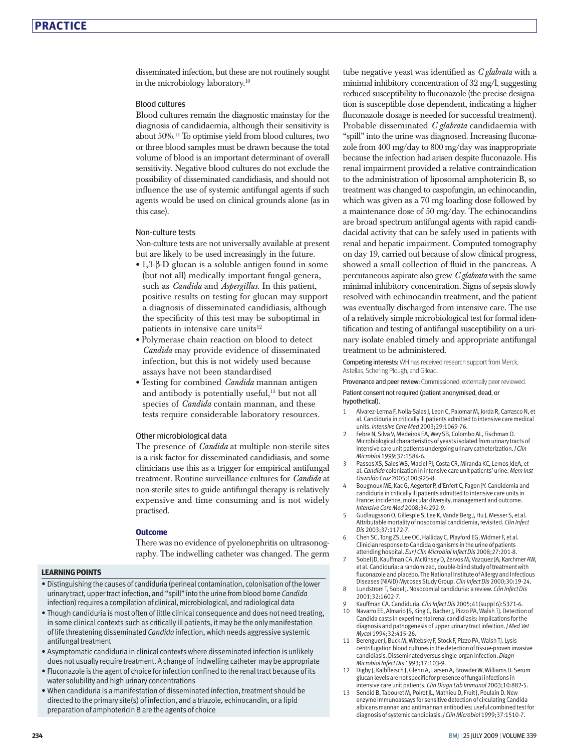disseminated infection, but these are not routinely sought in the microbiology laboratory.[10]

### Blood cultures

Blood cultures remain the diagnostic mainstay for the diagnosis of candidaemia, although their sensitivity is about 50%.[11] To optimise yield from blood cultures, two or three blood samples must be drawn because the total volume of blood is an important determinant of overall sensitivity. Negative blood cultures do not exclude the possibility of disseminated candidiasis, and should not influence the use of systemic antifungal agents if such agents would be used on clinical grounds alone (as in this case).

### Non-culture tests

Non-culture tests are not universally available at present but are likely to be used increasingly in the future.

- 1,3-β-D glucan is a soluble antigen found in some (but not all) medically important fungal genera, such as *Candida* and *Aspergillus*. In this patient, positive results on testing for glucan may support a diagnosis of disseminated candidiasis, although the specificity of this test may be suboptimal in patients in intensive care units[12]
- Polymerase chain reaction on blood to detect *Candida* may provide evidence of disseminated infection, but this is not widely used because assays have not been standardised
- Testing for combined *Candida* mannan antigen and antibody is potentially useful,[13] but not all species of *Candida* contain mannan, and these tests require considerable laboratory resources.

### Other microbiological data

The presence of *Candida* at multiple non-sterile sites is a risk factor for disseminated candidiasis, and some clinicians use this as a trigger for empirical antifungal treatment. Routine surveillance cultures for *Candida* at non-sterile sites to guide antifungal therapy is relatively expensive and time consuming and is not widely practised.

## Outcome

There was no evidence of pyelonephritis on ultrasonography. The indwelling catheter was changed. The germ tube negative yeast was identified as *C glabrata* with a minimal inhibitory concentration of 32 mg/l, suggesting reduced susceptibility to fluconazole (the precise designation is susceptible dose dependent, indicating a higher fluconazole dosage is needed for successful treatment). Probable disseminated *C glabrata* candidaemia with "spill" into the urine was diagnosed. Increasing fluconazole from 400 mg/day to 800 mg/day was inappropriate because the infection had arisen despite fluconazole. His renal impairment provided a relative contraindication to the administration of liposomal amphotericin B, so treatment was changed to caspofungin, an echinocandin, which was given as a 70 mg loading dose followed by a maintenance dose of 50 mg/day. The echinocandins are broad spectrum antifungal agents with rapid candidacidal activity that can be safely used in patients with renal and hepatic impairment. Computed tomography on day 19, carried out because of slow clinical progress, showed a small collection of fluid in the pancreas. A percutaneous aspirate also grew *C glabrata* with the same minimal inhibitory concentration. Signs of sepsis slowly resolved with echinocandin treatment, and the patient was eventually discharged from intensive care. The use of a relatively simple microbiological test for formal identification and testing of antifungal susceptibility on a urinary isolate enabled timely and appropriate antifungal treatment to be administered.

Competing interests: WH has received research support from Merck, Astellas, Schering Plough, and Gilead.

Provenance and peer review: Commissioned; externally peer reviewed.

Patient consent not required (patient anonymised, dead, or hypothetical).

### LEARNING POINTS

- Distinguishing the causes of candiduria (perineal contamination, colonisation of the lower urinary tract, upper tract infection, and "spill" into the urine from blood borne *Candida* infection) requires a compilation of clinical, microbiological, and radiological data
- Though candiduria is most often of little clinical consequence and does not need treating, in some clinical contexts such as critically ill patients, it may be the only manifestation of life threatening disseminated *Candida* infection, which needs aggressive systemic antifungal treatment
- Asymptomatic candiduria in clinical contexts where disseminated infection is unlikely does not usually require treatment. A change of indwelling catheter may be appropriate
- Fluconazole is the agent of choice for infection confined to the renal tract because of its water solubility and high urinary concentrations
- When candiduria is a manifestation of disseminated infection, treatment should be directed to the primary site(s) of infection, and a triazole, echinocandin, or a lipid preparation of amphotericin B are the agents of choice

1. Alvarez-Lerma F, Nolla-Salas J, Leon C, Palomar M, Jorda R, Carrasco N, et al. Candiduria in critically ill patients admitted to intensive care medical units. *Intensive Care Med* 2003;29:1069-76.
2. Febre N, Silva V, Medeiros EA, Wey SB, Colombo AL, Fischman O. Microbiological characteristics of yeasts isolated from urinary tracts of intensive care unit patients undergoing urinary catheterization. *J Clin Microbiol* 1999;37:1584-6.
3. Passos XS, Sales WS, Maciel PJ, Costa CR, Miranda KC, Lemos JdeA, et al. *Candida* colonization in intensive care unit patients' urine. *Mem Inst Oswaldo Cruz* 2005;100:925-8.
4. Bougnoux ME, Kac G, Aegerter P, d'Enfert C, Fagon JY. Candidemia and candiduria in critically ill patients admitted to intensive care units in France: incidence, molecular diversity, management and outcome. *Intensive Care Med* 2008;34:292-9.
5. Gudlaugsson O, Gillespie S, Lee K, Vande Berg J, Hu J, Messer S, et al. Attributable mortality of nosocomial candidemia, revisited. *Clin Infect Dis* 2003;37:1172-7.
6. Chen SC, Tong ZS, Lee OC, Halliday C, Playford EG, Widmer F, et al. Clinician response to Candida organisms in the urine of patients attending hospital. *Eur J Clin Microbiol Infect Dis* 2008;27:201-8.
7. Sobel JD, Kauffman CA, McKinsey D, Zervos M, Vazquez JA, Karchmer AW, et al. Candiduria: a randomized, double-blind study of treatment with fluconazole and placebo. The National Institute of Allergy and Infectious Diseases (NIAID) Mycoses Study Group. *Clin Infect Dis* 2000;30:19-24.
8. Lundstrom T, Sobel J. Nosocomial candiduria: a review. *Clin Infect Dis* 2001;32:1602-7.
9. Kauffman CA. Candiduria. *Clin Infect Dis* 2005;41(suppl 6):S371-6.
10. Navarro EE, Almario JS, King C, Bacher J, Pizzo PA, Walsh TJ. Detection of Candida casts in experimental renal candidiasis: implications for the diagnosis and pathogenesis of upper urinary tract infection. *J Med Vet Mycol* 1994;32:415-26.
11. Berenguer J, Buck M, Witebsky F, Stock F, Pizzo PA, Walsh TJ. Lysis-centrifugation blood cultures in the detection of tissue-proven invasive candidiasis. Disseminated versus single-organ infection. *Diagn Microbiol Infect Dis* 1993;17:103-9.
12. Digby J, Kalbfleisch J, Glenn A, Larsen A, Browder W, Williams D. Serum glucan levels are not specific for presence of fungal infections in intensive care unit patients. *Clin Diagn Lab Immunol* 2003;10:882-5.
13. Sendid B, Tabouret M, Poirot JL, Mathieu D, Fruit J, Poulain D. New enzyme immunoassays for sensitive detection of circulating Candida albicans mannan and antimannan antibodies: useful combined test for diagnosis of systemic candidiasis. *J Clin Microbiol* 1999;37:1510-7.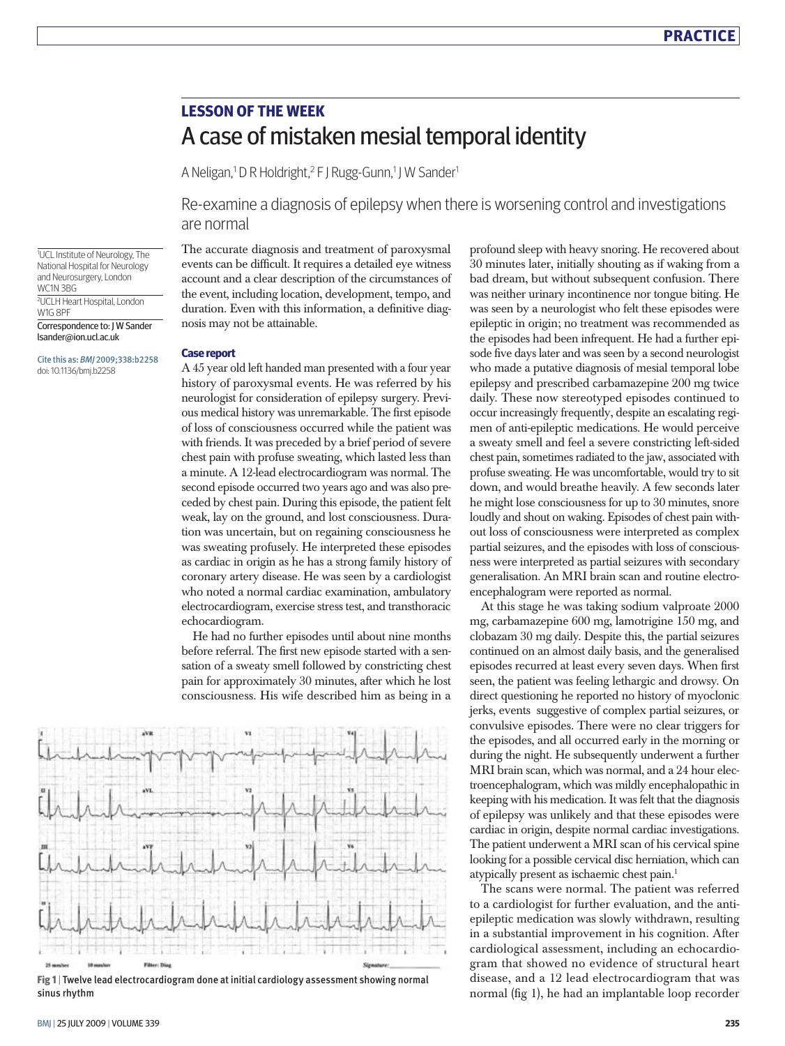## LESSON OF THE WEEK

# A case of mistaken mesial temporal identity

A Neligan,[1] D R Holdright,[2] F J Rugg-Gunn,[1] J W Sander[1]

Re-examine a diagnosis of epilepsy when there is worsening control and investigations are normal

[1]UCL Institute of Neurology, The National Hospital for Neurology and Neurosurgery, London WC1N 3BG

[2]UCLH Heart Hospital, London W1G 8PF

Correspondence to: J W Sander lsander@ion.ucl.ac.uk

Cite this as: *BMJ* 2009;338:b2258
doi: 10.1136/bmj.b2258

The accurate diagnosis and treatment of paroxysmal events can be difficult. It requires a detailed eye witness account and a clear description of the circumstances of the event, including location, development, tempo, and duration. Even with this information, a definitive diagnosis may not be attainable.

### Case report

A 45 year old left handed man presented with a four year history of paroxysmal events. He was referred by his neurologist for consideration of epilepsy surgery. Previous medical history was unremarkable. The first episode of loss of consciousness occurred while the patient was with friends. It was preceded by a brief period of severe chest pain with profuse sweating, which lasted less than a minute. A 12-lead electrocardiogram was normal. The second episode occurred two years ago and was also preceded by chest pain. During this episode, the patient felt weak, lay on the ground, and lost consciousness. Duration was uncertain, but on regaining consciousness he was sweating profusely. He interpreted these episodes as cardiac in origin as he has a strong family history of coronary artery disease. He was seen by a cardiologist who noted a normal cardiac examination, ambulatory electrocardiogram, exercise stress test, and transthoracic echocardiogram.

He had no further episodes until about nine months before referral. The first new episode started with a sensation of a sweaty smell followed by constricting chest pain for approximately 30 minutes, after which he lost consciousness. His wife described him as being in a profound sleep with heavy snoring. He recovered about 30 minutes later, initially shouting as if waking from a bad dream, but without subsequent confusion. There was neither urinary incontinence nor tongue biting. He was seen by a neurologist who felt these episodes were epileptic in origin; no treatment was recommended as the episodes had been infrequent. He had a further episode five days later and was seen by a second neurologist who made a putative diagnosis of mesial temporal lobe epilepsy and prescribed carbamazepine 200 mg twice daily. These now stereotyped episodes continued to occur increasingly frequently, despite an escalating regimen of anti-epileptic medications. He would perceive a sweaty smell and feel a severe constricting left-sided chest pain, sometimes radiated to the jaw, associated with profuse sweating. He was uncomfortable, would try to sit down, and would breathe heavily. A few seconds later he might lose consciousness for up to 30 minutes, snore loudly and shout on waking. Episodes of chest pain without loss of consciousness were interpreted as complex partial seizures, and the episodes with loss of consciousness were interpreted as partial seizures with secondary generalisation. An MRI brain scan and routine electroencephalogram were reported as normal.

At this stage he was taking sodium valproate 2000 mg, carbamazepine 600 mg, lamotrigine 150 mg, and clobazam 30 mg daily. Despite this, the partial seizures continued on an almost daily basis, and the generalised episodes recurred at least every seven days. When first seen, the patient was feeling lethargic and drowsy. On direct questioning he reported no history of myoclonic jerks, events suggestive of complex partial seizures, or convulsive episodes. There were no clear triggers for the episodes, and all occurred early in the morning or during the night. He subsequently underwent a further MRI brain scan, which was normal, and a 24 hour electroencephalogram, which was mildly encephalopathic in keeping with his medication. It was felt that the diagnosis of epilepsy was unlikely and that these episodes were cardiac in origin, despite normal cardiac investigations. The patient underwent a MRI scan of his cervical spine looking for a possible cervical disc herniation, which can atypically present as ischaemic chest pain.[1]

The scans were normal. The patient was referred to a cardiologist for further evaluation, and the anti-epileptic medication was slowly withdrawn, resulting in a substantial improvement in his cognition. After cardiological assessment, including an echocardiogram that showed no evidence of structural heart disease, and a 12 lead electrocardiogram that was normal (fig 1), he had an implantable loop recorder

**Fig 1** | Twelve lead electrocardiogram done at initial cardiology assessment showing normal sinus rhythm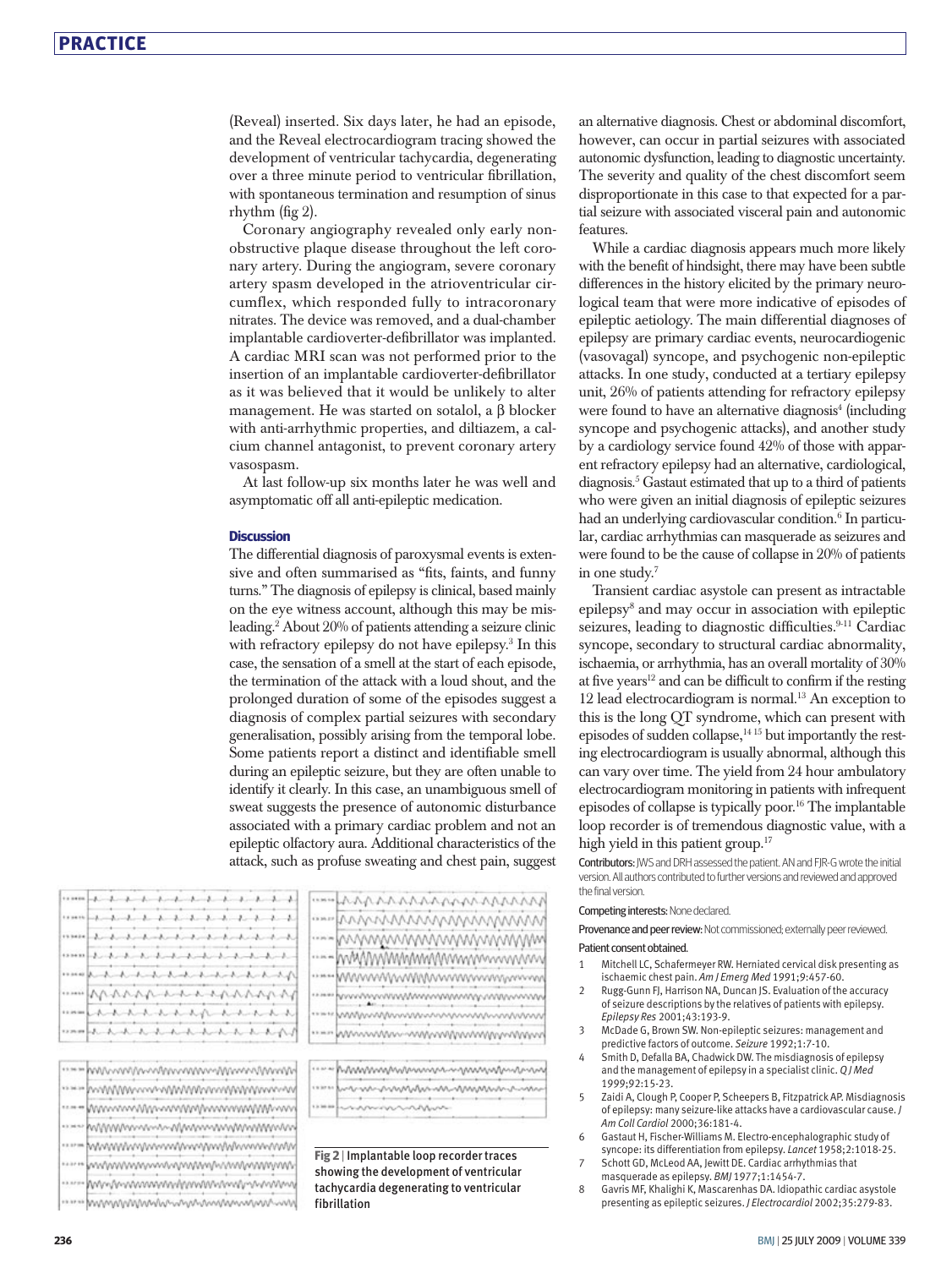(Reveal) inserted. Six days later, he had an episode, and the Reveal electrocardiogram tracing showed the development of ventricular tachycardia, degenerating over a three minute period to ventricular fibrillation, with spontaneous termination and resumption of sinus rhythm (fig 2).

Coronary angiography revealed only early non-obstructive plaque disease throughout the left coronary artery. During the angiogram, severe coronary artery spasm developed in the atrioventricular circumflex, which responded fully to intracoronary nitrates. The device was removed, and a dual-chamber implantable cardioverter-defibrillator was implanted. A cardiac MRI scan was not performed prior to the insertion of an implantable cardioverter-defibrillator as it was believed that it would be unlikely to alter management. He was started on sotalol, a β blocker with anti-arrhythmic properties, and diltiazem, a calcium channel antagonist, to prevent coronary artery vasospasm.

At last follow-up six months later he was well and asymptomatic off all anti-epileptic medication.

## Discussion

The differential diagnosis of paroxysmal events is extensive and often summarised as "fits, faints, and funny turns." The diagnosis of epilepsy is clinical, based mainly on the eye witness account, although this may be misleading.[2] About 20% of patients attending a seizure clinic with refractory epilepsy do not have epilepsy.[3] In this case, the sensation of a smell at the start of each episode, the termination of the attack with a loud shout, and the prolonged duration of some of the episodes suggest a diagnosis of complex partial seizures with secondary generalisation, possibly arising from the temporal lobe. Some patients report a distinct and identifiable smell during an epileptic seizure, but they are often unable to identify it clearly. In this case, an unambiguous smell of sweat suggests the presence of autonomic disturbance associated with a primary cardiac problem and not an epileptic olfactory aura. Additional characteristics of the attack, such as profuse sweating and chest pain, suggest an alternative diagnosis. Chest or abdominal discomfort, however, can occur in partial seizures with associated autonomic dysfunction, leading to diagnostic uncertainty. The severity and quality of the chest discomfort seem disproportionate in this case to that expected for a partial seizure with associated visceral pain and autonomic features.

While a cardiac diagnosis appears much more likely with the benefit of hindsight, there may have been subtle differences in the history elicited by the primary neurological team that were more indicative of episodes of epileptic aetiology. The main differential diagnoses of epilepsy are primary cardiac events, neurocardiogenic (vasovagal) syncope, and psychogenic non-epileptic attacks. In one study, conducted at a tertiary epilepsy unit, 26% of patients attending for refractory epilepsy were found to have an alternative diagnosis[4] (including syncope and psychogenic attacks), and another study by a cardiology service found 42% of those with apparent refractory epilepsy had an alternative, cardiological, diagnosis.[5] Gastaut estimated that up to a third of patients who were given an initial diagnosis of epileptic seizures had an underlying cardiovascular condition.[6] In particular, cardiac arrhythmias can masquerade as seizures and were found to be the cause of collapse in 20% of patients in one study.[7]

Transient cardiac asystole can present as intractable epilepsy[8] and may occur in association with epileptic seizures, leading to diagnostic difficulties.[9-11] Cardiac syncope, secondary to structural cardiac abnormality, ischaemia, or arrhythmia, has an overall mortality of 30% at five years[12] and can be difficult to confirm if the resting 12 lead electrocardiogram is normal.[13] An exception to this is the long QT syndrome, which can present with episodes of sudden collapse,[14 15] but importantly the resting electrocardiogram is usually abnormal, although this can vary over time. The yield from 24 hour ambulatory electrocardiogram monitoring in patients with infrequent episodes of collapse is typically poor.[16] The implantable loop recorder is of tremendous diagnostic value, with a high yield in this patient group.[17]

**Fig 2** | Implantable loop recorder traces showing the development of ventricular tachycardia degenerating to ventricular fibrillation

**Contributors:** JWS and DRH assessed the patient. AN and FJR-G wrote the initial version. All authors contributed to further versions and reviewed and approved the final version.

**Competing interests:** None declared.

**Provenance and peer review:** Not commissioned; externally peer reviewed.

**Patient consent obtained.**

1. Mitchell LC, Schafermeyer RW. Herniated cervical disk presenting as ischaemic chest pain. *Am J Emerg Med* 1991;9:457-60.
2. Rugg-Gunn FJ, Harrison NA, Duncan JS. Evaluation of the accuracy of seizure descriptions by the relatives of patients with epilepsy. *Epilepsy Res* 2001;43:193-9.
3. McDade G, Brown SW. Non-epileptic seizures: management and predictive factors of outcome. *Seizure* 1992;1:7-10.
4. Smith D, Defalla BA, Chadwick DW. The misdiagnosis of epilepsy and the management of epilepsy in a specialist clinic. *Q J Med* 1999;92:15-23.
5. Zaidi A, Clough P, Cooper P, Scheepers B, Fitzpatrick AP. Misdiagnosis of epilepsy: many seizure-like attacks have a cardiovascular cause. *J Am Coll Cardiol* 2000;36:181-4.
6. Gastaut H, Fischer-Williams M. Electro-encephalographic study of syncope: its differentiation from epilepsy. *Lancet* 1958;2:1018-25.
7. Schott GD, McLeod AA, Jewitt DE. Cardiac arrhythmias that masquerade as epilepsy. *BMJ* 1977;1:1454-7.
8. Gavris MF, Khalighi K, Mascarenhas DA. Idiopathic cardiac asystole presenting as epileptic seizures. *J Electrocardiol* 2002;35:279-83.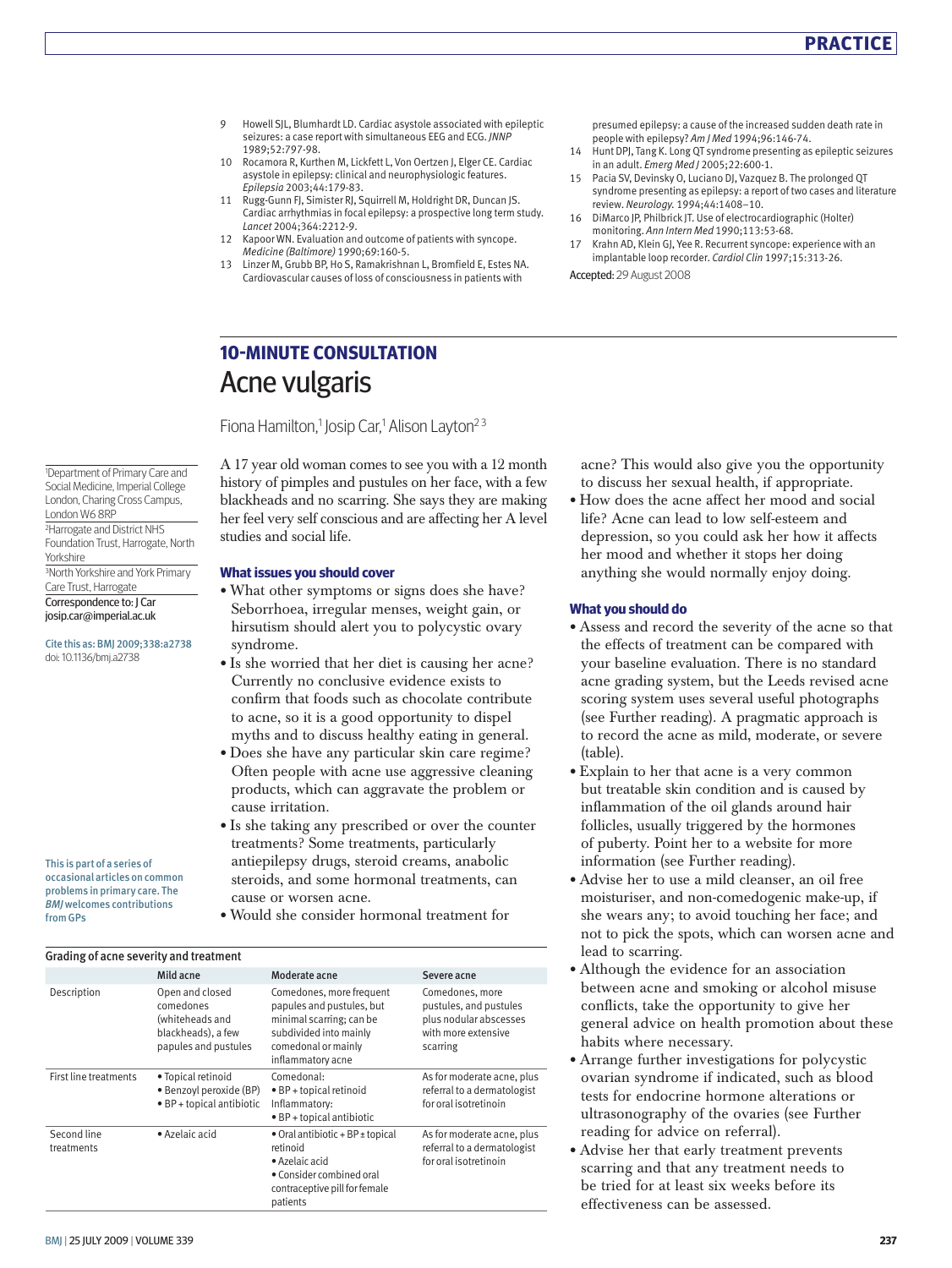9 Howell SJL, Blumhardt LD. Cardiac asystole associated with epileptic seizures: a case report with simultaneous EEG and ECG. *JNNP* 1989;52:797-98.
10 Rocamora R, Kurthen M, Lickfett L, Von Oertzen J, Elger CE. Cardiac asystole in epilepsy: clinical and neurophysiologic features. *Epilepsia* 2003;44:179-83.
11 Rugg-Gunn FJ, Simister RJ, Squirrell M, Holdright DR, Duncan JS. Cardiac arrhythmias in focal epilepsy: a prospective long term study. *Lancet* 2004;364:2212-9.
12 Kapoor WN. Evaluation and outcome of patients with syncope. *Medicine (Baltimore)* 1990;69:160-5.
13 Linzer M, Grubb BP, Ho S, Ramakrishnan L, Bromfield E, Estes NA. Cardiovascular causes of loss of consciousness in patients with presumed epilepsy: a cause of the increased sudden death rate in people with epilepsy? *Am J Med* 1994;96:146-74.
14 Hunt DPJ, Tang K. Long QT syndrome presenting as epileptic seizures in an adult. *Emerg Med J* 2005;22:600-1.
15 Pacia SV, Devinsky O, Luciano DJ, Vazquez B. The prolonged QT syndrome presenting as epilepsy: a report of two cases and literature review. *Neurology.* 1994;44:1408–10.
16 DiMarco JP, Philbrick JT. Use of electrocardiographic (Holter) monitoring. *Ann Intern Med* 1990;113:53-68.
17 Krahn AD, Klein GJ, Yee R. Recurrent syncope: experience with an implantable loop recorder. *Cardiol Clin* 1997;15:313-26.

Accepted: 29 August 2008

## 10-MINUTE CONSULTATION

# Acne vulgaris

Fiona Hamilton,[1] Josip Car,[1] Alison Layton[2,3]

[1]Department of Primary Care and Social Medicine, Imperial College London, Charing Cross Campus, London W6 8RP
[2]Harrogate and District NHS Foundation Trust, Harrogate, North Yorkshire
[3]North Yorkshire and York Primary Care Trust, Harrogate
Correspondence to: J Car josip.car@imperial.ac.uk

Cite this as: BMJ 2009;338:a2738
doi: 10.1136/bmj.a2738

This is part of a series of occasional articles on common problems in primary care. The *BMJ* welcomes contributions from GPs

A 17 year old woman comes to see you with a 12 month history of pimples and pustules on her face, with a few blackheads and no scarring. She says they are making her feel very self conscious and are affecting her A level studies and social life.

### What issues you should cover

- What other symptoms or signs does she have? Seborrhoea, irregular menses, weight gain, or hirsutism should alert you to polycystic ovary syndrome.
- Is she worried that her diet is causing her acne? Currently no conclusive evidence exists to confirm that foods such as chocolate contribute to acne, so it is a good opportunity to dispel myths and to discuss healthy eating in general.
- Does she have any particular skin care regime? Often people with acne use aggressive cleaning products, which can aggravate the problem or cause irritation.
- Is she taking any prescribed or over the counter treatments? Some treatments, particularly antiepilepsy drugs, steroid creams, anabolic steroids, and some hormonal treatments, can cause or worsen acne.
- Would she consider hormonal treatment for acne? This would also give you the opportunity to discuss her sexual health, if appropriate.
- How does the acne affect her mood and social life? Acne can lead to low self-esteem and depression, so you could ask her how it affects her mood and whether it stops her doing anything she would normally enjoy doing.

### What you should do

- Assess and record the severity of the acne so that the effects of treatment can be compared with your baseline evaluation. There is no standard acne grading system, but the Leeds revised acne scoring system uses several useful photographs (see Further reading). A pragmatic approach is to record the acne as mild, moderate, or severe (table).
- Explain to her that acne is a very common but treatable skin condition and is caused by inflammation of the oil glands around hair follicles, usually triggered by the hormones of puberty. Point her to a website for more information (see Further reading).
- Advise her to use a mild cleanser, an oil free moisturiser, and non-comedogenic make-up, if she wears any; to avoid touching her face; and not to pick the spots, which can worsen acne and lead to scarring.
- Although the evidence for an association between acne and smoking or alcohol misuse conflicts, take the opportunity to give her general advice on health promotion about these habits where necessary.
- Arrange further investigations for polycystic ovarian syndrome if indicated, such as blood tests for endocrine hormone alterations or ultrasonography of the ovaries (see Further reading for advice on referral).
- Advise her that early treatment prevents scarring and that any treatment needs to be tried for at least six weeks before its effectiveness can be assessed.

**Grading of acne severity and treatment**

| | Mild acne | Moderate acne | Severe acne |
|---|---|---|---|
| Description | Open and closed comedones (whiteheads and blackheads), a few papules and pustules | Comedones, more frequent papules and pustules, but minimal scarring; can be subdivided into mainly comedonal or mainly inflammatory acne | Comedones, more pustules, and pustules plus nodular abscesses with more extensive scarring |
| First line treatments | • Topical retinoid<br>• Benzoyl peroxide (BP)<br>• BP + topical antibiotic | Comedonal:<br>• BP + topical retinoid<br>Inflammatory:<br>• BP + topical antibiotic | As for moderate acne, plus referral to a dermatologist for oral isotretinoin |
| Second line treatments | • Azelaic acid | • Oral antibiotic + BP ± topical retinoid<br>• Azelaic acid<br>• Consider combined oral contraceptive pill for female patients | As for moderate acne, plus referral to a dermatologist for oral isotretinoin |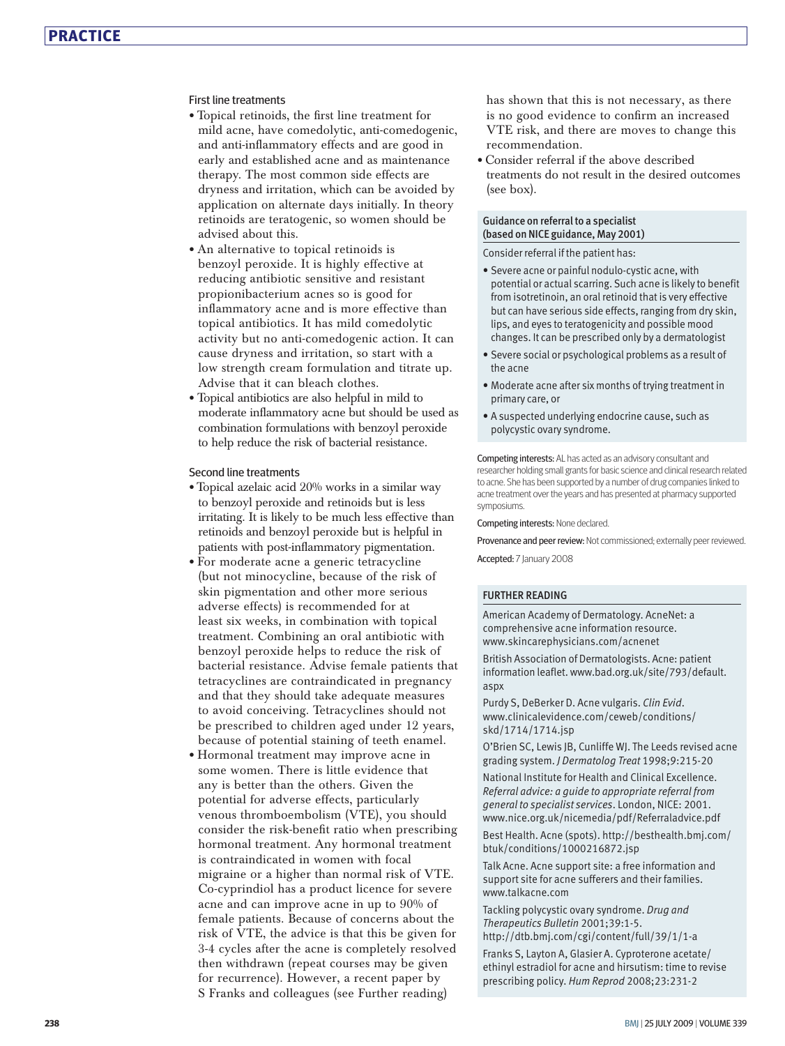First line treatments

- Topical retinoids, the first line treatment for mild acne, have comedolytic, anti-comedogenic, and anti-inflammatory effects and are good in early and established acne and as maintenance therapy. The most common side effects are dryness and irritation, which can be avoided by application on alternate days initially. In theory retinoids are teratogenic, so women should be advised about this.
- An alternative to topical retinoids is benzoyl peroxide. It is highly effective at reducing antibiotic sensitive and resistant propionibacterium acnes so is good for inflammatory acne and is more effective than topical antibiotics. It has mild comedolytic activity but no anti-comedogenic action. It can cause dryness and irritation, so start with a low strength cream formulation and titrate up. Advise that it can bleach clothes.
- Topical antibiotics are also helpful in mild to moderate inflammatory acne but should be used as combination formulations with benzoyl peroxide to help reduce the risk of bacterial resistance.

Second line treatments

- Topical azelaic acid 20% works in a similar way to benzoyl peroxide and retinoids but is less irritating. It is likely to be much less effective than retinoids and benzoyl peroxide but is helpful in patients with post-inflammatory pigmentation.
- For moderate acne a generic tetracycline (but not minocycline, because of the risk of skin pigmentation and other more serious adverse effects) is recommended for at least six weeks, in combination with topical treatment. Combining an oral antibiotic with benzoyl peroxide helps to reduce the risk of bacterial resistance. Advise female patients that tetracyclines are contraindicated in pregnancy and that they should take adequate measures to avoid conceiving. Tetracyclines should not be prescribed to children aged under 12 years, because of potential staining of teeth enamel.
- Hormonal treatment may improve acne in some women. There is little evidence that any is better than the others. Given the potential for adverse effects, particularly venous thromboembolism (VTE), you should consider the risk-benefit ratio when prescribing hormonal treatment. Any hormonal treatment is contraindicated in women with focal migraine or a higher than normal risk of VTE. Co-cyprindiol has a product licence for severe acne and can improve acne in up to 90% of female patients. Because of concerns about the risk of VTE, the advice is that this be given for 3-4 cycles after the acne is completely resolved then withdrawn (repeat courses may be given for recurrence). However, a recent paper by S Franks and colleagues (see Further reading) has shown that this is not necessary, as there is no good evidence to confirm an increased VTE risk, and there are moves to change this recommendation.
- Consider referral if the above described treatments do not result in the desired outcomes (see box).

**Guidance on referral to a specialist (based on NICE guidance, May 2001)**

Consider referral if the patient has:

- Severe acne or painful nodulo-cystic acne, with potential or actual scarring. Such acne is likely to benefit from isotretinoin, an oral retinoid that is very effective but can have serious side effects, ranging from dry skin, lips, and eyes to teratogenicity and possible mood changes. It can be prescribed only by a dermatologist
- Severe social or psychological problems as a result of the acne
- Moderate acne after six months of trying treatment in primary care, or
- A suspected underlying endocrine cause, such as polycystic ovary syndrome.

**Competing interests:** AL has acted as an advisory consultant and researcher holding small grants for basic science and clinical research related to acne. She has been supported by a number of drug companies linked to acne treatment over the years and has presented at pharmacy supported symposiums.

**Competing interests:** None declared.

**Provenance and peer review:** Not commissioned; externally peer reviewed.

**Accepted:** 7 January 2008

## FURTHER READING

American Academy of Dermatology. AcneNet: a comprehensive acne information resource. www.skincarephysicians.com/acnenet

British Association of Dermatologists. Acne: patient information leaflet. www.bad.org.uk/site/793/default.aspx

Purdy S, DeBerker D. Acne vulgaris. *Clin Evid*. www.clinicalevidence.com/ceweb/conditions/skd/1714/1714.jsp

O'Brien SC, Lewis JB, Cunliffe WJ. The Leeds revised acne grading system. *J Dermatolog Treat* 1998;9:215-20

National Institute for Health and Clinical Excellence. *Referral advice: a guide to appropriate referral from general to specialist services*. London, NICE: 2001. www.nice.org.uk/nicemedia/pdf/Referraladvice.pdf

Best Health. Acne (spots). http://besthealth.bmj.com/btuk/conditions/1000216872.jsp

Talk Acne. Acne support site: a free information and support site for acne sufferers and their families. www.talkacne.com

Tackling polycystic ovary syndrome. *Drug and Therapeutics Bulletin* 2001;39:1-5. http://dtb.bmj.com/cgi/content/full/39/1/1-a

Franks S, Layton A, Glasier A. Cyproterone acetate/ethinyl estradiol for acne and hirsutism: time to revise prescribing policy. *Hum Reprod* 2008;23:231-2